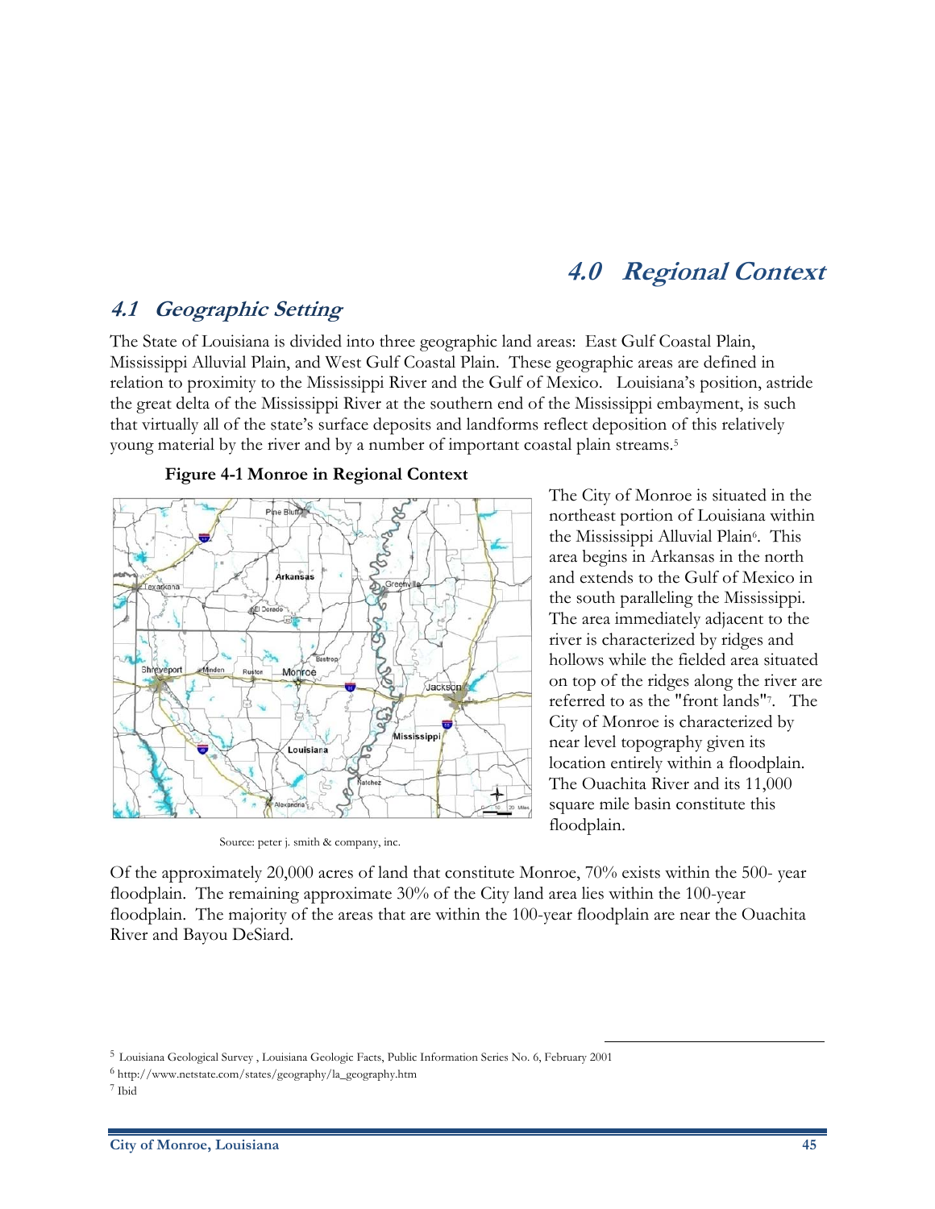# 4.0 Regional Context

## 4.1 Geographic Setting

The State of Louisiana is divided into three geographic land areas: East Gulf Coastal Plain, Mississippi Alluvial Plain, and West Gulf Coastal Plain. These geographic areas are defined in relation to proximity to the Mississippi River and the Gulf of Mexico. Louisiana's position, astride the great delta of the Mississippi River at the southern end of the Mississippi embayment, is such that virtually all of the state's surface deposits and landforms reflect deposition of this relatively young material by the river and by a number of important coastal plain streams.[5]

**Figure 4-1 Monroe in Regional Context**

Source: peter j. smith & company, inc.

The City of Monroe is situated in the northeast portion of Louisiana within the Mississippi Alluvial Plain[6]. This area begins in Arkansas in the north and extends to the Gulf of Mexico in the south paralleling the Mississippi. The area immediately adjacent to the river is characterized by ridges and hollows while the fielded area situated on top of the ridges along the river are referred to as the "front lands"[7]. The City of Monroe is characterized by near level topography given its location entirely within a floodplain. The Ouachita River and its 11,000 square mile basin constitute this floodplain.

Of the approximately 20,000 acres of land that constitute Monroe, 70% exists within the 500- year floodplain. The remaining approximate 30% of the City land area lies within the 100-year floodplain. The majority of the areas that are within the 100-year floodplain are near the Ouachita River and Bayou DeSiard.

---

[5] Louisiana Geological Survey , Louisiana Geologic Facts, Public Information Series No. 6, February 2001

[6] http://www.netstate.com/states/geography/la_geography.htm

[7] Ibid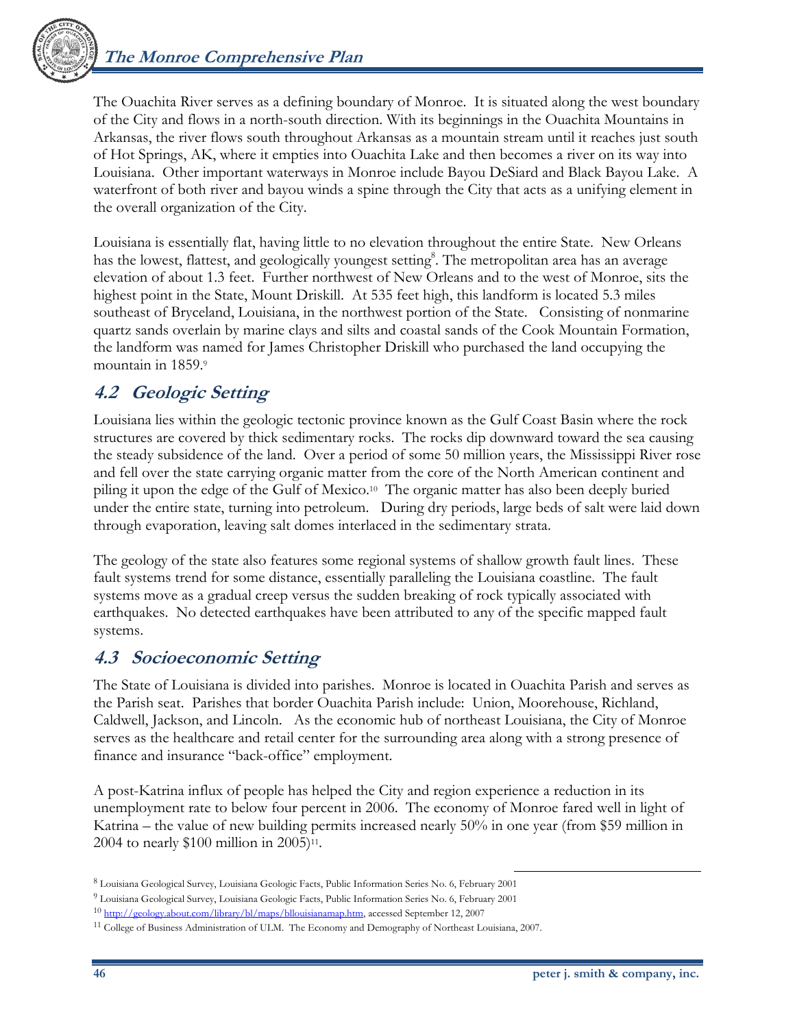The Ouachita River serves as a defining boundary of Monroe. It is situated along the west boundary of the City and flows in a north-south direction. With its beginnings in the Ouachita Mountains in Arkansas, the river flows south throughout Arkansas as a mountain stream until it reaches just south of Hot Springs, AK, where it empties into Ouachita Lake and then becomes a river on its way into Louisiana. Other important waterways in Monroe include Bayou DeSiard and Black Bayou Lake. A waterfront of both river and bayou winds a spine through the City that acts as a unifying element in the overall organization of the City.

Louisiana is essentially flat, having little to no elevation throughout the entire State. New Orleans has the lowest, flattest, and geologically youngest setting[8]. The metropolitan area has an average elevation of about 1.3 feet. Further northwest of New Orleans and to the west of Monroe, sits the highest point in the State, Mount Driskill. At 535 feet high, this landform is located 5.3 miles southeast of Bryceland, Louisiana, in the northwest portion of the State. Consisting of nonmarine quartz sands overlain by marine clays and silts and coastal sands of the Cook Mountain Formation, the landform was named for James Christopher Driskill who purchased the land occupying the mountain in 1859.[9]

## 4.2 Geologic Setting

Louisiana lies within the geologic tectonic province known as the Gulf Coast Basin where the rock structures are covered by thick sedimentary rocks. The rocks dip downward toward the sea causing the steady subsidence of the land. Over a period of some 50 million years, the Mississippi River rose and fell over the state carrying organic matter from the core of the North American continent and piling it upon the edge of the Gulf of Mexico.[10] The organic matter has also been deeply buried under the entire state, turning into petroleum. During dry periods, large beds of salt were laid down through evaporation, leaving salt domes interlaced in the sedimentary strata.

The geology of the state also features some regional systems of shallow growth fault lines. These fault systems trend for some distance, essentially paralleling the Louisiana coastline. The fault systems move as a gradual creep versus the sudden breaking of rock typically associated with earthquakes. No detected earthquakes have been attributed to any of the specific mapped fault systems.

## 4.3 Socioeconomic Setting

The State of Louisiana is divided into parishes. Monroe is located in Ouachita Parish and serves as the Parish seat. Parishes that border Ouachita Parish include: Union, Moorehouse, Richland, Caldwell, Jackson, and Lincoln. As the economic hub of northeast Louisiana, the City of Monroe serves as the healthcare and retail center for the surrounding area along with a strong presence of finance and insurance "back-office" employment.

A post-Katrina influx of people has helped the City and region experience a reduction in its unemployment rate to below four percent in 2006. The economy of Monroe fared well in light of Katrina – the value of new building permits increased nearly 50% in one year (from $59 million in 2004 to nearly $100 million in 2005)[11].

---

[8] Louisiana Geological Survey, Louisiana Geologic Facts, Public Information Series No. 6, February 2001

[9] Louisiana Geological Survey, Louisiana Geologic Facts, Public Information Series No. 6, February 2001

[10] http://geology.about.com/library/bl/maps/bllouisianamap.htm, accessed September 12, 2007

[11] College of Business Administration of ULM. The Economy and Demography of Northeast Louisiana, 2007.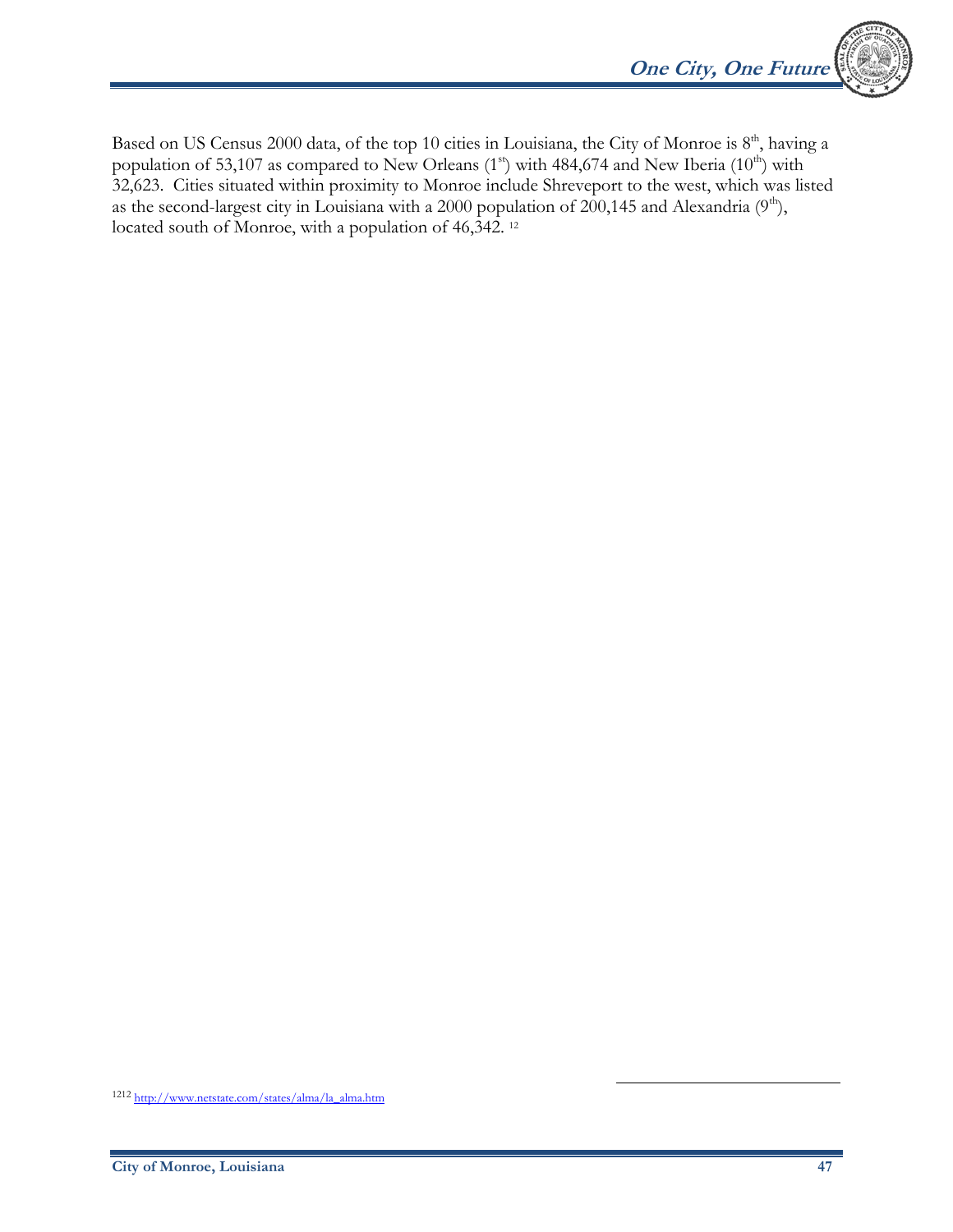Based on US Census 2000 data, of the top 10 cities in Louisiana, the City of Monroe is 8th, having a population of 53,107 as compared to New Orleans (1st) with 484,674 and New Iberia (10th) with 32,623. Cities situated within proximity to Monroe include Shreveport to the west, which was listed as the second-largest city in Louisiana with a 2000 population of 200,145 and Alexandria (9th), located south of Monroe, with a population of 46,342. [12]

---

[1212] http://www.netstate.com/states/alma/la_alma.htm